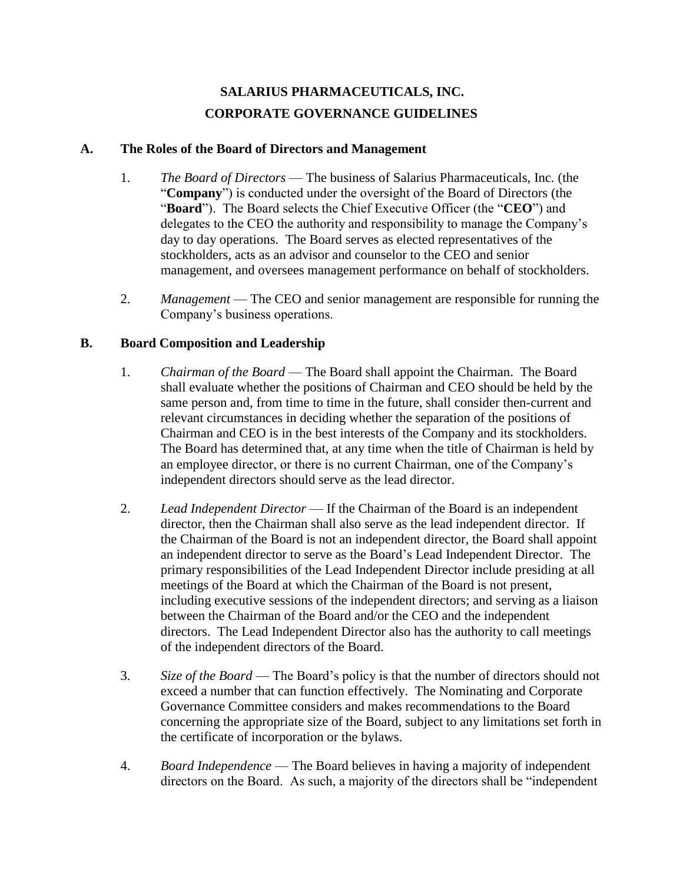# SALARIUS PHARMACEUTICALS, INC.
# CORPORATE GOVERNANCE GUIDELINES

## A. The Roles of the Board of Directors and Management

1. *The Board of Directors* — The business of Salarius Pharmaceuticals, Inc. (the "**Company**") is conducted under the oversight of the Board of Directors (the "**Board**"). The Board selects the Chief Executive Officer (the "**CEO**") and delegates to the CEO the authority and responsibility to manage the Company's day to day operations. The Board serves as elected representatives of the stockholders, acts as an advisor and counselor to the CEO and senior management, and oversees management performance on behalf of stockholders.

2. *Management* — The CEO and senior management are responsible for running the Company's business operations.

## B. Board Composition and Leadership

1. *Chairman of the Board* — The Board shall appoint the Chairman. The Board shall evaluate whether the positions of Chairman and CEO should be held by the same person and, from time to time in the future, shall consider then-current and relevant circumstances in deciding whether the separation of the positions of Chairman and CEO is in the best interests of the Company and its stockholders. The Board has determined that, at any time when the title of Chairman is held by an employee director, or there is no current Chairman, one of the Company's independent directors should serve as the lead director.

2. *Lead Independent Director* — If the Chairman of the Board is an independent director, then the Chairman shall also serve as the lead independent director. If the Chairman of the Board is not an independent director, the Board shall appoint an independent director to serve as the Board's Lead Independent Director. The primary responsibilities of the Lead Independent Director include presiding at all meetings of the Board at which the Chairman of the Board is not present, including executive sessions of the independent directors; and serving as a liaison between the Chairman of the Board and/or the CEO and the independent directors. The Lead Independent Director also has the authority to call meetings of the independent directors of the Board.

3. *Size of the Board* — The Board's policy is that the number of directors should not exceed a number that can function effectively. The Nominating and Corporate Governance Committee considers and makes recommendations to the Board concerning the appropriate size of the Board, subject to any limitations set forth in the certificate of incorporation or the bylaws.

4. *Board Independence* — The Board believes in having a majority of independent directors on the Board. As such, a majority of the directors shall be "independent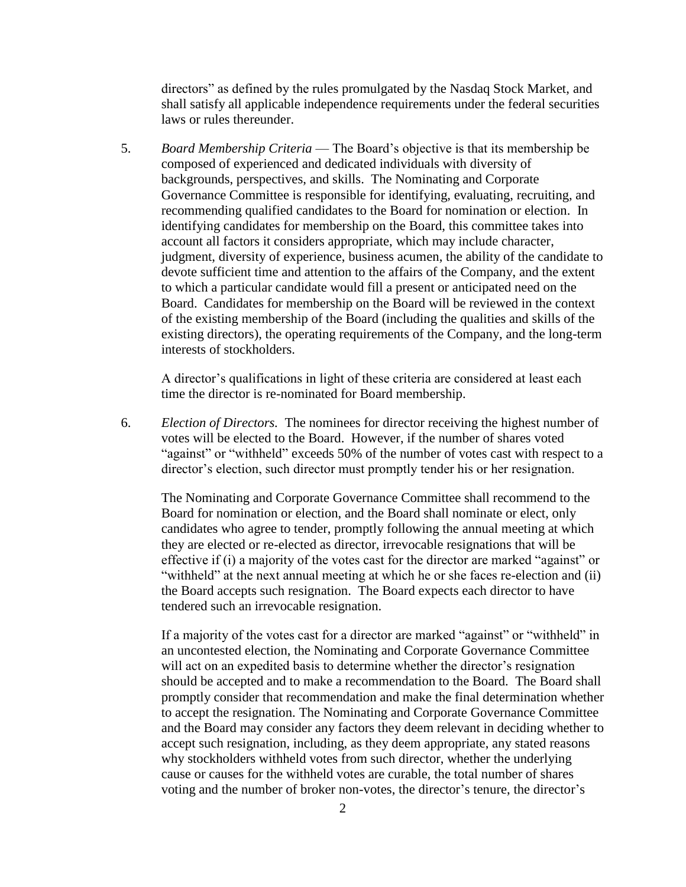directors" as defined by the rules promulgated by the Nasdaq Stock Market, and shall satisfy all applicable independence requirements under the federal securities laws or rules thereunder.

5. *Board Membership Criteria* — The Board's objective is that its membership be composed of experienced and dedicated individuals with diversity of backgrounds, perspectives, and skills. The Nominating and Corporate Governance Committee is responsible for identifying, evaluating, recruiting, and recommending qualified candidates to the Board for nomination or election. In identifying candidates for membership on the Board, this committee takes into account all factors it considers appropriate, which may include character, judgment, diversity of experience, business acumen, the ability of the candidate to devote sufficient time and attention to the affairs of the Company, and the extent to which a particular candidate would fill a present or anticipated need on the Board. Candidates for membership on the Board will be reviewed in the context of the existing membership of the Board (including the qualities and skills of the existing directors), the operating requirements of the Company, and the long-term interests of stockholders.

   A director's qualifications in light of these criteria are considered at least each time the director is re-nominated for Board membership.

6. *Election of Directors.* The nominees for director receiving the highest number of votes will be elected to the Board. However, if the number of shares voted "against" or "withheld" exceeds 50% of the number of votes cast with respect to a director's election, such director must promptly tender his or her resignation.

   The Nominating and Corporate Governance Committee shall recommend to the Board for nomination or election, and the Board shall nominate or elect, only candidates who agree to tender, promptly following the annual meeting at which they are elected or re-elected as director, irrevocable resignations that will be effective if (i) a majority of the votes cast for the director are marked "against" or "withheld" at the next annual meeting at which he or she faces re-election and (ii) the Board accepts such resignation. The Board expects each director to have tendered such an irrevocable resignation.

   If a majority of the votes cast for a director are marked "against" or "withheld" in an uncontested election, the Nominating and Corporate Governance Committee will act on an expedited basis to determine whether the director's resignation should be accepted and to make a recommendation to the Board. The Board shall promptly consider that recommendation and make the final determination whether to accept the resignation. The Nominating and Corporate Governance Committee and the Board may consider any factors they deem relevant in deciding whether to accept such resignation, including, as they deem appropriate, any stated reasons why stockholders withheld votes from such director, whether the underlying cause or causes for the withheld votes are curable, the total number of shares voting and the number of broker non-votes, the director's tenure, the director's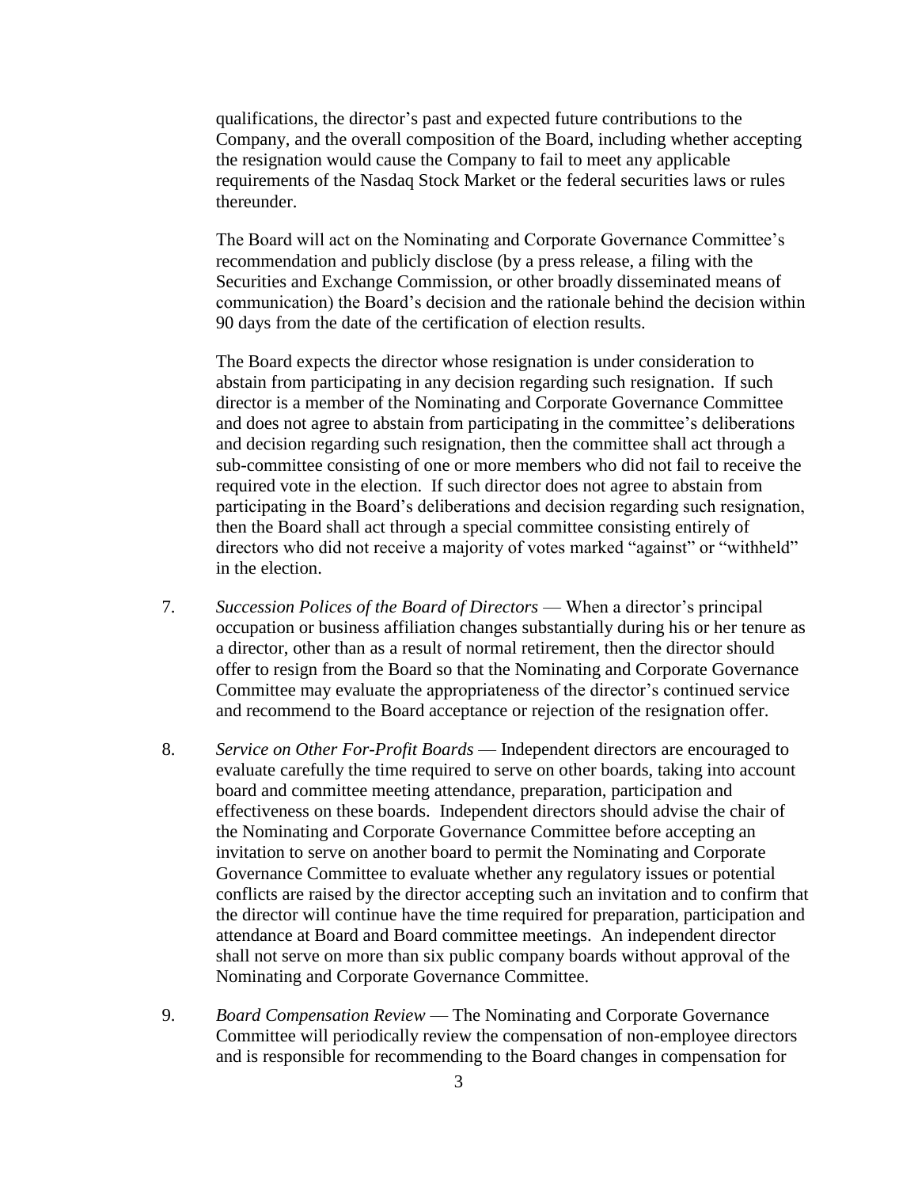qualifications, the director's past and expected future contributions to the Company, and the overall composition of the Board, including whether accepting the resignation would cause the Company to fail to meet any applicable requirements of the Nasdaq Stock Market or the federal securities laws or rules thereunder.

The Board will act on the Nominating and Corporate Governance Committee's recommendation and publicly disclose (by a press release, a filing with the Securities and Exchange Commission, or other broadly disseminated means of communication) the Board's decision and the rationale behind the decision within 90 days from the date of the certification of election results.

The Board expects the director whose resignation is under consideration to abstain from participating in any decision regarding such resignation. If such director is a member of the Nominating and Corporate Governance Committee and does not agree to abstain from participating in the committee's deliberations and decision regarding such resignation, then the committee shall act through a sub-committee consisting of one or more members who did not fail to receive the required vote in the election. If such director does not agree to abstain from participating in the Board's deliberations and decision regarding such resignation, then the Board shall act through a special committee consisting entirely of directors who did not receive a majority of votes marked "against" or "withheld" in the election.

7. *Succession Polices of the Board of Directors* — When a director's principal occupation or business affiliation changes substantially during his or her tenure as a director, other than as a result of normal retirement, then the director should offer to resign from the Board so that the Nominating and Corporate Governance Committee may evaluate the appropriateness of the director's continued service and recommend to the Board acceptance or rejection of the resignation offer.

8. *Service on Other For-Profit Boards* — Independent directors are encouraged to evaluate carefully the time required to serve on other boards, taking into account board and committee meeting attendance, preparation, participation and effectiveness on these boards. Independent directors should advise the chair of the Nominating and Corporate Governance Committee before accepting an invitation to serve on another board to permit the Nominating and Corporate Governance Committee to evaluate whether any regulatory issues or potential conflicts are raised by the director accepting such an invitation and to confirm that the director will continue have the time required for preparation, participation and attendance at Board and Board committee meetings. An independent director shall not serve on more than six public company boards without approval of the Nominating and Corporate Governance Committee.

9. *Board Compensation Review* — The Nominating and Corporate Governance Committee will periodically review the compensation of non-employee directors and is responsible for recommending to the Board changes in compensation for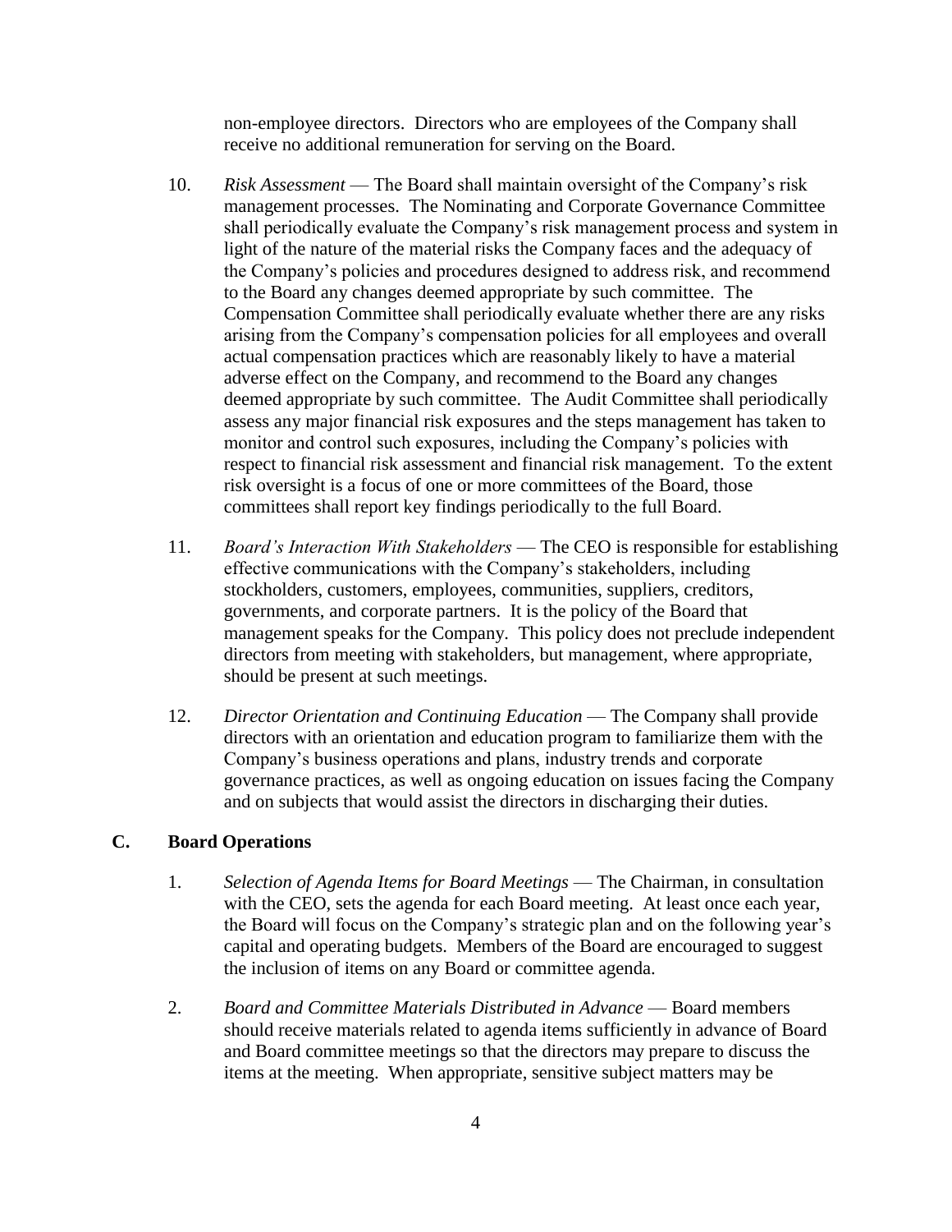non-employee directors. Directors who are employees of the Company shall receive no additional remuneration for serving on the Board.

10. *Risk Assessment* — The Board shall maintain oversight of the Company's risk management processes. The Nominating and Corporate Governance Committee shall periodically evaluate the Company's risk management process and system in light of the nature of the material risks the Company faces and the adequacy of the Company's policies and procedures designed to address risk, and recommend to the Board any changes deemed appropriate by such committee. The Compensation Committee shall periodically evaluate whether there are any risks arising from the Company's compensation policies for all employees and overall actual compensation practices which are reasonably likely to have a material adverse effect on the Company, and recommend to the Board any changes deemed appropriate by such committee. The Audit Committee shall periodically assess any major financial risk exposures and the steps management has taken to monitor and control such exposures, including the Company's policies with respect to financial risk assessment and financial risk management. To the extent risk oversight is a focus of one or more committees of the Board, those committees shall report key findings periodically to the full Board.

11. *Board's Interaction With Stakeholders* — The CEO is responsible for establishing effective communications with the Company's stakeholders, including stockholders, customers, employees, communities, suppliers, creditors, governments, and corporate partners. It is the policy of the Board that management speaks for the Company. This policy does not preclude independent directors from meeting with stakeholders, but management, where appropriate, should be present at such meetings.

12. *Director Orientation and Continuing Education* — The Company shall provide directors with an orientation and education program to familiarize them with the Company's business operations and plans, industry trends and corporate governance practices, as well as ongoing education on issues facing the Company and on subjects that would assist the directors in discharging their duties.

## C. Board Operations

1. *Selection of Agenda Items for Board Meetings* — The Chairman, in consultation with the CEO, sets the agenda for each Board meeting. At least once each year, the Board will focus on the Company's strategic plan and on the following year's capital and operating budgets. Members of the Board are encouraged to suggest the inclusion of items on any Board or committee agenda.

2. *Board and Committee Materials Distributed in Advance* — Board members should receive materials related to agenda items sufficiently in advance of Board and Board committee meetings so that the directors may prepare to discuss the items at the meeting. When appropriate, sensitive subject matters may be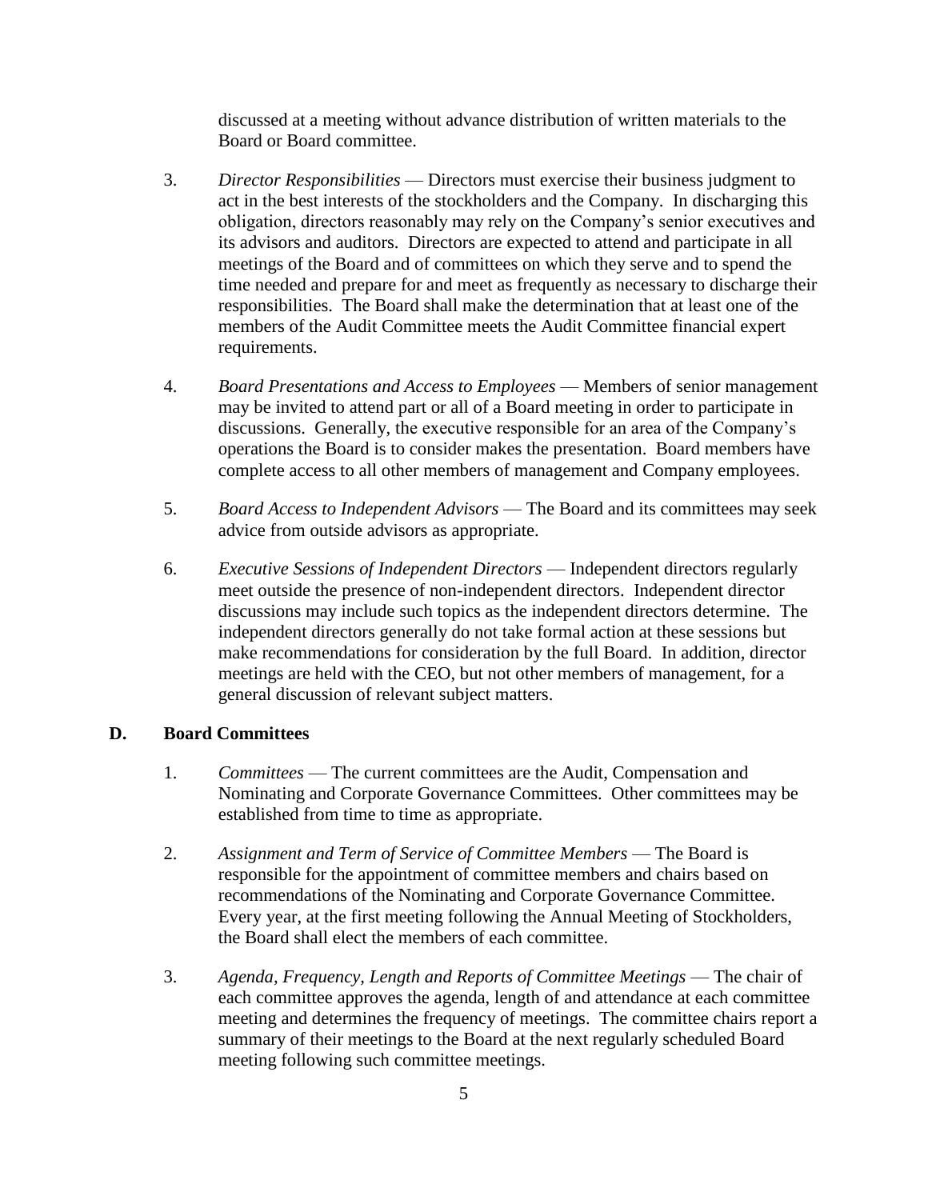discussed at a meeting without advance distribution of written materials to the Board or Board committee.

3. *Director Responsibilities* — Directors must exercise their business judgment to act in the best interests of the stockholders and the Company. In discharging this obligation, directors reasonably may rely on the Company's senior executives and its advisors and auditors. Directors are expected to attend and participate in all meetings of the Board and of committees on which they serve and to spend the time needed and prepare for and meet as frequently as necessary to discharge their responsibilities. The Board shall make the determination that at least one of the members of the Audit Committee meets the Audit Committee financial expert requirements.

4. *Board Presentations and Access to Employees* — Members of senior management may be invited to attend part or all of a Board meeting in order to participate in discussions. Generally, the executive responsible for an area of the Company's operations the Board is to consider makes the presentation. Board members have complete access to all other members of management and Company employees.

5. *Board Access to Independent Advisors* — The Board and its committees may seek advice from outside advisors as appropriate.

6. *Executive Sessions of Independent Directors* — Independent directors regularly meet outside the presence of non-independent directors. Independent director discussions may include such topics as the independent directors determine. The independent directors generally do not take formal action at these sessions but make recommendations for consideration by the full Board. In addition, director meetings are held with the CEO, but not other members of management, for a general discussion of relevant subject matters.

## D. Board Committees

1. *Committees* — The current committees are the Audit, Compensation and Nominating and Corporate Governance Committees. Other committees may be established from time to time as appropriate.

2. *Assignment and Term of Service of Committee Members* — The Board is responsible for the appointment of committee members and chairs based on recommendations of the Nominating and Corporate Governance Committee. Every year, at the first meeting following the Annual Meeting of Stockholders, the Board shall elect the members of each committee.

3. *Agenda, Frequency, Length and Reports of Committee Meetings* — The chair of each committee approves the agenda, length of and attendance at each committee meeting and determines the frequency of meetings. The committee chairs report a summary of their meetings to the Board at the next regularly scheduled Board meeting following such committee meetings.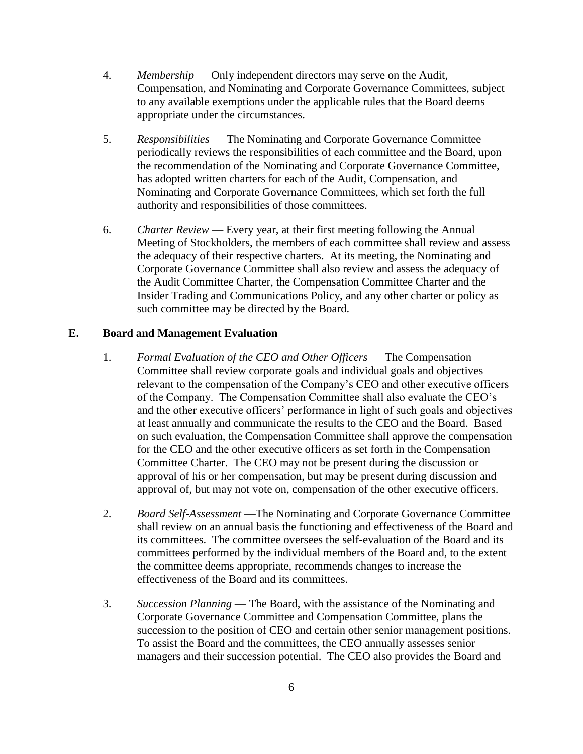4. *Membership* — Only independent directors may serve on the Audit, Compensation, and Nominating and Corporate Governance Committees, subject to any available exemptions under the applicable rules that the Board deems appropriate under the circumstances.

5. *Responsibilities* — The Nominating and Corporate Governance Committee periodically reviews the responsibilities of each committee and the Board, upon the recommendation of the Nominating and Corporate Governance Committee, has adopted written charters for each of the Audit, Compensation, and Nominating and Corporate Governance Committees, which set forth the full authority and responsibilities of those committees.

6. *Charter Review* — Every year, at their first meeting following the Annual Meeting of Stockholders, the members of each committee shall review and assess the adequacy of their respective charters. At its meeting, the Nominating and Corporate Governance Committee shall also review and assess the adequacy of the Audit Committee Charter, the Compensation Committee Charter and the Insider Trading and Communications Policy, and any other charter or policy as such committee may be directed by the Board.

## E. Board and Management Evaluation

1. *Formal Evaluation of the CEO and Other Officers* — The Compensation Committee shall review corporate goals and individual goals and objectives relevant to the compensation of the Company's CEO and other executive officers of the Company. The Compensation Committee shall also evaluate the CEO's and the other executive officers' performance in light of such goals and objectives at least annually and communicate the results to the CEO and the Board. Based on such evaluation, the Compensation Committee shall approve the compensation for the CEO and the other executive officers as set forth in the Compensation Committee Charter. The CEO may not be present during the discussion or approval of his or her compensation, but may be present during discussion and approval of, but may not vote on, compensation of the other executive officers.

2. *Board Self-Assessment* —The Nominating and Corporate Governance Committee shall review on an annual basis the functioning and effectiveness of the Board and its committees. The committee oversees the self-evaluation of the Board and its committees performed by the individual members of the Board and, to the extent the committee deems appropriate, recommends changes to increase the effectiveness of the Board and its committees.

3. *Succession Planning* — The Board, with the assistance of the Nominating and Corporate Governance Committee and Compensation Committee, plans the succession to the position of CEO and certain other senior management positions. To assist the Board and the committees, the CEO annually assesses senior managers and their succession potential. The CEO also provides the Board and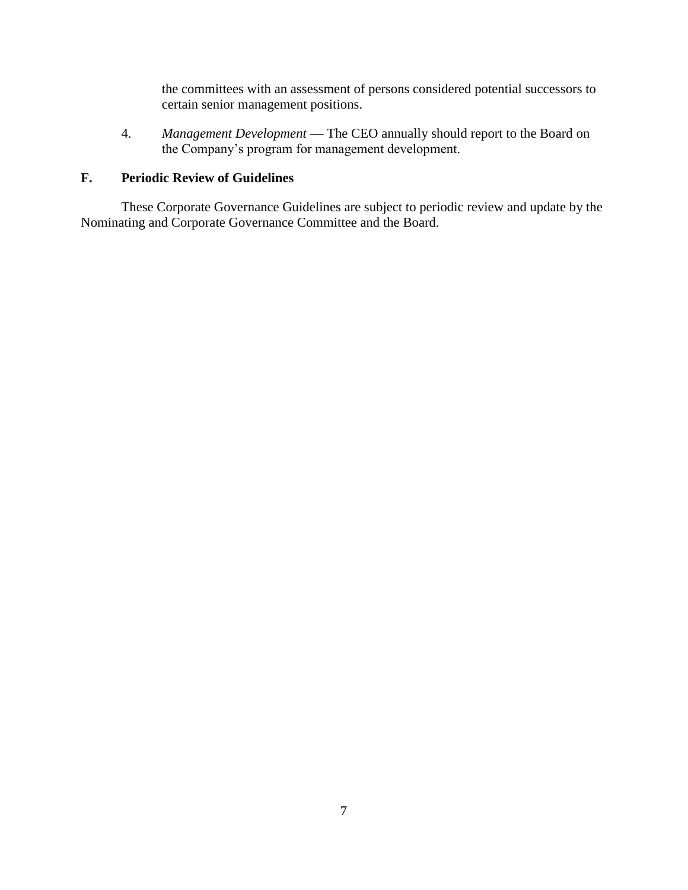the committees with an assessment of persons considered potential successors to certain senior management positions.

4. *Management Development* — The CEO annually should report to the Board on the Company's program for management development.

## F. Periodic Review of Guidelines

These Corporate Governance Guidelines are subject to periodic review and update by the Nominating and Corporate Governance Committee and the Board.